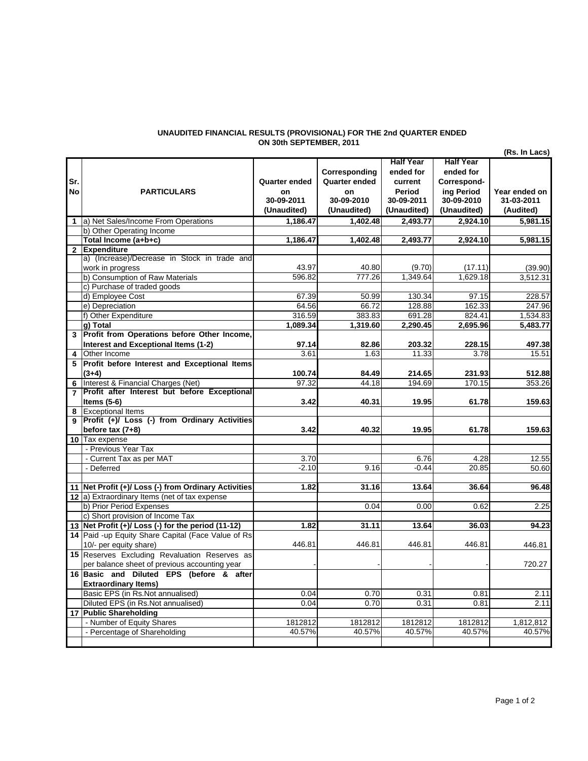**UNAUDITED FINANCIAL RESULTS (PROVISIONAL) FOR THE 2nd QUARTER ENDED ON 30th SEPTEMBER, 2011**

(Rs. In Lacs)

| Sr. No | PARTICULARS | Quarter ended on 30-09-2011 (Unaudited) | Corresponding Quarter ended on 30-09-2010 (Unaudited) | Half Year ended for current Period 30-09-2011 (Unaudited) | Half Year ended for Correspond-ing Period 30-09-2010 (Unaudited) | Year ended on 31-03-2011 (Audited) |
|---|---|---|---|---|---|---|
| 1 | a) Net Sales/Income From Operations | 1,186.47 | 1,402.48 | 2,493.77 | 2,924.10 | 5,981.15 |
| | b) Other Operating Income | | | | | |
| | **Total Income (a+b+c)** | **1,186.47** | **1,402.48** | **2,493.77** | **2,924.10** | **5,981.15** |
| 2 | **Expenditure** | | | | | |
| | a) (Increase)/Decrease in Stock in trade and work in progress | 43.97 | 40.80 | (9.70) | (17.11) | (39.90) |
| | b) Consumption of Raw Materials | 596.82 | 777.26 | 1,349.64 | 1,629.18 | 3,512.31 |
| | c) Purchase of traded goods | | | | | |
| | d) Employee Cost | 67.39 | 50.99 | 130.34 | 97.15 | 228.57 |
| | e) Depreciation | 64.56 | 66.72 | 128.88 | 162.33 | 247.96 |
| | f) Other Expenditure | 316.59 | 383.83 | 691.28 | 824.41 | 1,534.83 |
| | **g) Total** | **1,089.34** | **1,319.60** | **2,290.45** | **2,695.96** | **5,483.77** |
| 3 | **Profit from Operations before Other Income, Interest and Exceptional Items (1-2)** | **97.14** | **82.86** | **203.32** | **228.15** | **497.38** |
| 4 | Other Income | 3.61 | 1.63 | 11.33 | 3.78 | 15.51 |
| 5 | **Profit before Interest and Exceptional Items (3+4)** | **100.74** | **84.49** | **214.65** | **231.93** | **512.88** |
| 6 | Interest & Financial Charges (Net) | 97.32 | 44.18 | 194.69 | 170.15 | 353.26 |
| 7 | **Profit after Interest but before Exceptional Items (5-6)** | **3.42** | **40.31** | **19.95** | **61.78** | **159.63** |
| 8 | Exceptional Items | | | | | |
| 9 | **Profit (+)/ Loss (-) from Ordinary Activities before tax (7+8)** | **3.42** | **40.32** | **19.95** | **61.78** | **159.63** |
| 10 | Tax expense | | | | | |
| | - Previous Year Tax | | | | | |
| | - Current Tax as per MAT | 3.70 | | 6.76 | 4.28 | 12.55 |
| | - Deferred | -2.10 | 9.16 | -0.44 | 20.85 | 50.60 |
| | | | | | | |
| 11 | **Net Profit (+)/ Loss (-) from Ordinary Activities** | **1.82** | **31.16** | **13.64** | **36.64** | **96.48** |
| 12 | a) Extraordinary Items (net of tax expense | | | | | |
| | b) Prior Period Expenses | | 0.04 | 0.00 | 0.62 | 2.25 |
| | c) Short provision of Income Tax | | | | | |
| 13 | **Net Profit (+)/ Loss (-) for the period (11-12)** | **1.82** | **31.11** | **13.64** | **36.03** | **94.23** |
| 14 | Paid -up Equity Share Capital (Face Value of Rs 10/- per equity share) | 446.81 | 446.81 | 446.81 | 446.81 | 446.81 |
| 15 | Reserves Excluding Revaluation Reserves as per balance sheet of previous accounting year | - | - | - | - | 720.27 |
| 16 | **Basic and Diluted EPS (before & after Extraordinary Items)** | | | | | |
| | Basic EPS (in Rs.Not annualised) | 0.04 | 0.70 | 0.31 | 0.81 | 2.11 |
| | Diluted EPS (in Rs.Not annualised) | 0.04 | 0.70 | 0.31 | 0.81 | 2.11 |
| 17 | **Public Shareholding** | | | | | |
| | - Number of Equity Shares | 1812812 | 1812812 | 1812812 | 1812812 | 1,812,812 |
| | - Percentage of Shareholding | 40.57% | 40.57% | 40.57% | 40.57% | 40.57% |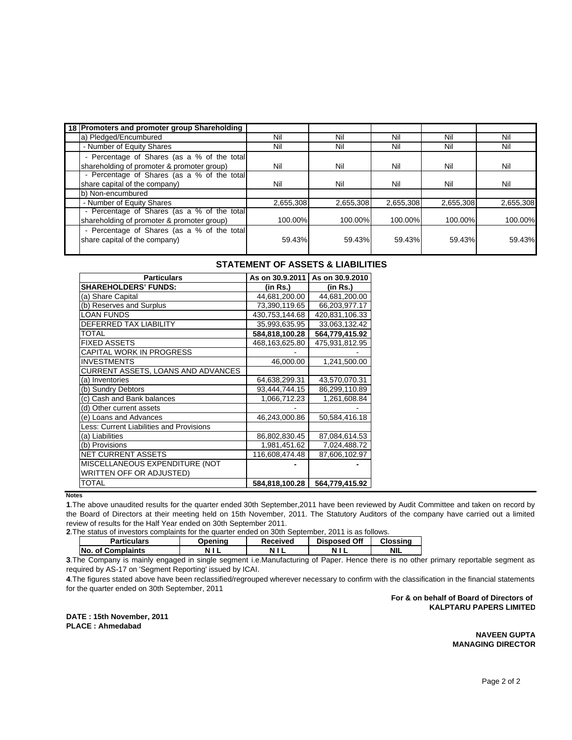| 18 | Promoters and promoter group Shareholding | | | | | |
|---|---|---|---|---|---|---|
| | a) Pledged/Encumbured | Nil | Nil | Nil | Nil | Nil |
| | - Number of Equity Shares | Nil | Nil | Nil | Nil | Nil |
| | - Percentage of Shares (as a % of the total shareholding of promoter & promoter group) | Nil | Nil | Nil | Nil | Nil |
| | - Percentage of Shares (as a % of the total share capital of the company) | Nil | Nil | Nil | Nil | Nil |
| | b) Non-encumbured | | | | | |
| | - Number of Equity Shares | 2,655,308 | 2,655,308 | 2,655,308 | 2,655,308 | 2,655,308 |
| | - Percentage of Shares (as a % of the total shareholding of promoter & promoter group) | 100.00% | 100.00% | 100.00% | 100.00% | 100.00% |
| | - Percentage of Shares (as a % of the total share capital of the company) | 59.43% | 59.43% | 59.43% | 59.43% | 59.43% |

## STATEMENT OF ASSETS & LIABILITIES

| Particulars | As on 30.9.2011 | As on 30.9.2010 |
|---|---|---|
| **SHAREHOLDERS' FUNDS:** | **(in Rs.)** | **(in Rs.)** |
| (a) Share Capital | 44,681,200.00 | 44,681,200.00 |
| (b) Reserves and Surplus | 73,390,119.65 | 66,203,977.17 |
| LOAN FUNDS | 430,753,144.68 | 420,831,106.33 |
| DEFERRED TAX LIABILITY | 35,993,635.95 | 33,063,132.42 |
| TOTAL | **584,818,100.28** | **564,779,415.92** |
| FIXED ASSETS | 468,163,625.80 | 475,931,812.95 |
| CAPITAL WORK IN PROGRESS | - | - |
| INVESTMENTS | 46,000.00 | 1,241,500.00 |
| CURRENT ASSETS, LOANS AND ADVANCES | | |
| (a) Inventories | 64,638,299.31 | 43,570,070.31 |
| (b) Sundry Debtors | 93,444,744.15 | 86,299,110.89 |
| (c) Cash and Bank balances | 1,066,712.23 | 1,261,608.84 |
| (d) Other current assets | - | - |
| (e) Loans and Advances | 46,243,000.86 | 50,584,416.18 |
| Less: Current Liabilities and Provisions | | |
| (a) Liabilities | 86,802,830.45 | 87,084,614.53 |
| (b) Provisions | 1,981,451.62 | 7,024,488.72 |
| NET CURRENT ASSETS | 116,608,474.48 | 87,606,102.97 |
| MISCELLANEOUS EXPENDITURE (NOT WRITTEN OFF OR ADJUSTED) | - | - |
| TOTAL | **584,818,100.28** | **564,779,415.92** |

**Notes**

**1**.The above unaudited results for the quarter ended 30th September,2011 have been reviewed by Audit Committee and taken on record by the Board of Directors at their meeting held on 15th November, 2011. The Statutory Auditors of the company have carried out a limited review of results for the Half Year ended on 30th September 2011.

**2**.The status of investors complaints for the quarter ended on 30th September, 2011 is as follows.

| Particulars | Opening | Received | Disposed Off | Clossing |
|---|---|---|---|---|
| No. of Complaints | N I L | N I L | N I L | NIL |

**3**.The Company is mainly engaged in single segment i.e.Manufacturing of Paper. Hence there is no other primary reportable segment as required by AS-17 on 'Segment Reporting' issued by ICAI.

**4**.The figures stated above have been reclassified/regrouped wherever necessary to confirm with the classification in the financial statements for the quarter ended on 30th September, 2011

**For & on behalf of Board of Directors of**
**KALPTARU PAPERS LIMITED**

**DATE : 15th November, 2011**
**PLACE : Ahmedabad**

**NAVEEN GUPTA**
**MANAGING DIRECTOR**